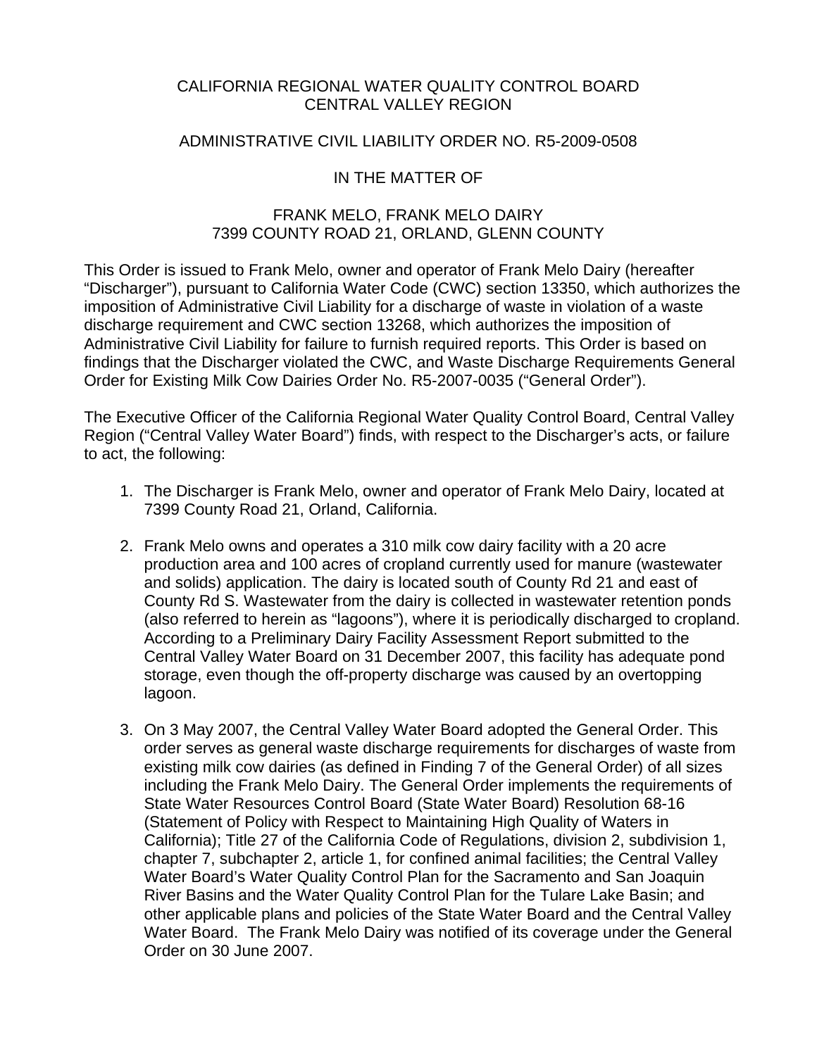CALIFORNIA REGIONAL WATER QUALITY CONTROL BOARD
CENTRAL VALLEY REGION

ADMINISTRATIVE CIVIL LIABILITY ORDER NO. R5-2009-0508

IN THE MATTER OF

FRANK MELO, FRANK MELO DAIRY
7399 COUNTY ROAD 21, ORLAND, GLENN COUNTY

This Order is issued to Frank Melo, owner and operator of Frank Melo Dairy (hereafter "Discharger"), pursuant to California Water Code (CWC) section 13350, which authorizes the imposition of Administrative Civil Liability for a discharge of waste in violation of a waste discharge requirement and CWC section 13268, which authorizes the imposition of Administrative Civil Liability for failure to furnish required reports. This Order is based on findings that the Discharger violated the CWC, and Waste Discharge Requirements General Order for Existing Milk Cow Dairies Order No. R5-2007-0035 ("General Order").

The Executive Officer of the California Regional Water Quality Control Board, Central Valley Region ("Central Valley Water Board") finds, with respect to the Discharger's acts, or failure to act, the following:

1. The Discharger is Frank Melo, owner and operator of Frank Melo Dairy, located at 7399 County Road 21, Orland, California.

2. Frank Melo owns and operates a 310 milk cow dairy facility with a 20 acre production area and 100 acres of cropland currently used for manure (wastewater and solids) application. The dairy is located south of County Rd 21 and east of County Rd S. Wastewater from the dairy is collected in wastewater retention ponds (also referred to herein as "lagoons"), where it is periodically discharged to cropland. According to a Preliminary Dairy Facility Assessment Report submitted to the Central Valley Water Board on 31 December 2007, this facility has adequate pond storage, even though the off-property discharge was caused by an overtopping lagoon.

3. On 3 May 2007, the Central Valley Water Board adopted the General Order. This order serves as general waste discharge requirements for discharges of waste from existing milk cow dairies (as defined in Finding 7 of the General Order) of all sizes including the Frank Melo Dairy. The General Order implements the requirements of State Water Resources Control Board (State Water Board) Resolution 68-16 (Statement of Policy with Respect to Maintaining High Quality of Waters in California); Title 27 of the California Code of Regulations, division 2, subdivision 1, chapter 7, subchapter 2, article 1, for confined animal facilities; the Central Valley Water Board's Water Quality Control Plan for the Sacramento and San Joaquin River Basins and the Water Quality Control Plan for the Tulare Lake Basin; and other applicable plans and policies of the State Water Board and the Central Valley Water Board. The Frank Melo Dairy was notified of its coverage under the General Order on 30 June 2007.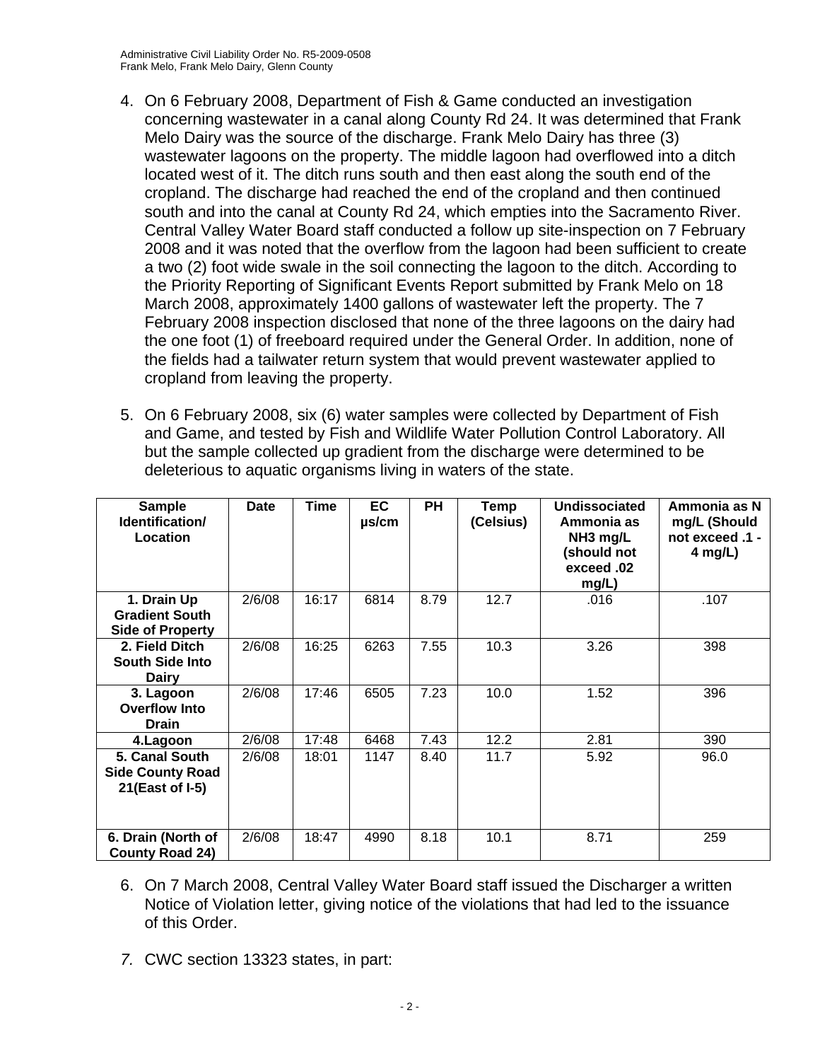4. On 6 February 2008, Department of Fish & Game conducted an investigation concerning wastewater in a canal along County Rd 24. It was determined that Frank Melo Dairy was the source of the discharge. Frank Melo Dairy has three (3) wastewater lagoons on the property. The middle lagoon had overflowed into a ditch located west of it. The ditch runs south and then east along the south end of the cropland. The discharge had reached the end of the cropland and then continued south and into the canal at County Rd 24, which empties into the Sacramento River. Central Valley Water Board staff conducted a follow up site-inspection on 7 February 2008 and it was noted that the overflow from the lagoon had been sufficient to create a two (2) foot wide swale in the soil connecting the lagoon to the ditch. According to the Priority Reporting of Significant Events Report submitted by Frank Melo on 18 March 2008, approximately 1400 gallons of wastewater left the property. The 7 February 2008 inspection disclosed that none of the three lagoons on the dairy had the one foot (1) of freeboard required under the General Order. In addition, none of the fields had a tailwater return system that would prevent wastewater applied to cropland from leaving the property.

5. On 6 February 2008, six (6) water samples were collected by Department of Fish and Game, and tested by Fish and Wildlife Water Pollution Control Laboratory. All but the sample collected up gradient from the discharge were determined to be deleterious to aquatic organisms living in waters of the state.

| Sample Identification/ Location | Date | Time | EC µs/cm | PH | Temp (Celsius) | Undissociated Ammonia as NH3 mg/L (should not exceed .02 mg/L) | Ammonia as N mg/L (Should not exceed .1 - 4 mg/L) |
|---|---|---|---|---|---|---|---|
| 1. Drain Up Gradient South Side of Property | 2/6/08 | 16:17 | 6814 | 8.79 | 12.7 | .016 | .107 |
| 2. Field Ditch South Side Into Dairy | 2/6/08 | 16:25 | 6263 | 7.55 | 10.3 | 3.26 | 398 |
| 3. Lagoon Overflow Into Drain | 2/6/08 | 17:46 | 6505 | 7.23 | 10.0 | 1.52 | 396 |
| 4.Lagoon | 2/6/08 | 17:48 | 6468 | 7.43 | 12.2 | 2.81 | 390 |
| 5. Canal South Side County Road 21(East of I-5) | 2/6/08 | 18:01 | 1147 | 8.40 | 11.7 | 5.92 | 96.0 |
| 6. Drain (North of County Road 24) | 2/6/08 | 18:47 | 4990 | 8.18 | 10.1 | 8.71 | 259 |

6. On 7 March 2008, Central Valley Water Board staff issued the Discharger a written Notice of Violation letter, giving notice of the violations that had led to the issuance of this Order.

7. CWC section 13323 states, in part: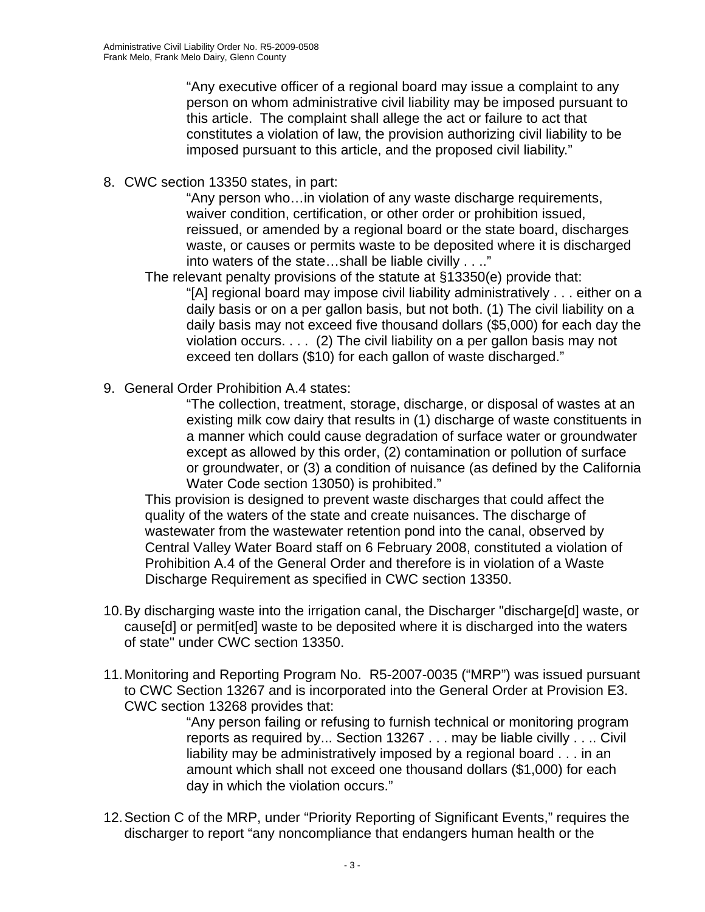> "Any executive officer of a regional board may issue a complaint to any person on whom administrative civil liability may be imposed pursuant to this article. The complaint shall allege the act or failure to act that constitutes a violation of law, the provision authorizing civil liability to be imposed pursuant to this article, and the proposed civil liability."

8. CWC section 13350 states, in part:

   > "Any person who…in violation of any waste discharge requirements, waiver condition, certification, or other order or prohibition issued, reissued, or amended by a regional board or the state board, discharges waste, or causes or permits waste to be deposited where it is discharged into waters of the state…shall be liable civilly . . .."

   The relevant penalty provisions of the statute at §13350(e) provide that:

   > "[A] regional board may impose civil liability administratively . . . either on a daily basis or on a per gallon basis, but not both. (1) The civil liability on a daily basis may not exceed five thousand dollars ($5,000) for each day the violation occurs. . . . (2) The civil liability on a per gallon basis may not exceed ten dollars ($10) for each gallon of waste discharged."

9. General Order Prohibition A.4 states:

   > "The collection, treatment, storage, discharge, or disposal of wastes at an existing milk cow dairy that results in (1) discharge of waste constituents in a manner which could cause degradation of surface water or groundwater except as allowed by this order, (2) contamination or pollution of surface or groundwater, or (3) a condition of nuisance (as defined by the California Water Code section 13050) is prohibited."

   This provision is designed to prevent waste discharges that could affect the quality of the waters of the state and create nuisances. The discharge of wastewater from the wastewater retention pond into the canal, observed by Central Valley Water Board staff on 6 February 2008, constituted a violation of Prohibition A.4 of the General Order and therefore is in violation of a Waste Discharge Requirement as specified in CWC section 13350.

10. By discharging waste into the irrigation canal, the Discharger "discharge[d] waste, or cause[d] or permit[ed] waste to be deposited where it is discharged into the waters of state" under CWC section 13350.

11. Monitoring and Reporting Program No. R5-2007-0035 ("MRP") was issued pursuant to CWC Section 13267 and is incorporated into the General Order at Provision E3. CWC section 13268 provides that:

    > "Any person failing or refusing to furnish technical or monitoring program reports as required by... Section 13267 . . . may be liable civilly . . .. Civil liability may be administratively imposed by a regional board . . . in an amount which shall not exceed one thousand dollars ($1,000) for each day in which the violation occurs."

12. Section C of the MRP, under "Priority Reporting of Significant Events," requires the discharger to report "any noncompliance that endangers human health or the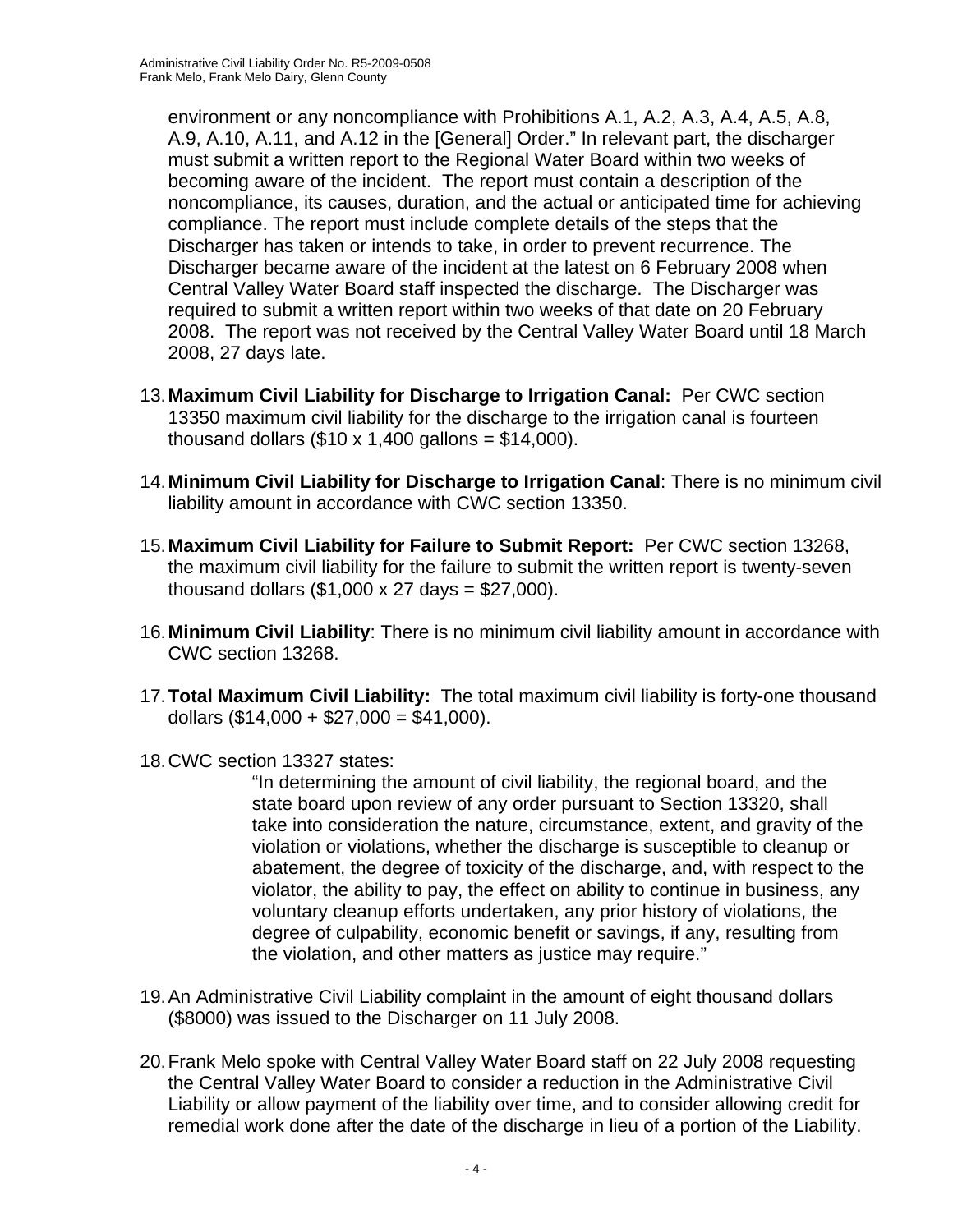environment or any noncompliance with Prohibitions A.1, A.2, A.3, A.4, A.5, A.8, A.9, A.10, A.11, and A.12 in the [General] Order." In relevant part, the discharger must submit a written report to the Regional Water Board within two weeks of becoming aware of the incident. The report must contain a description of the noncompliance, its causes, duration, and the actual or anticipated time for achieving compliance. The report must include complete details of the steps that the Discharger has taken or intends to take, in order to prevent recurrence. The Discharger became aware of the incident at the latest on 6 February 2008 when Central Valley Water Board staff inspected the discharge. The Discharger was required to submit a written report within two weeks of that date on 20 February 2008. The report was not received by the Central Valley Water Board until 18 March 2008, 27 days late.

13. **Maximum Civil Liability for Discharge to Irrigation Canal:** Per CWC section 13350 maximum civil liability for the discharge to the irrigation canal is fourteen thousand dollars ($10 x 1,400 gallons = $14,000).

14. **Minimum Civil Liability for Discharge to Irrigation Canal**: There is no minimum civil liability amount in accordance with CWC section 13350.

15. **Maximum Civil Liability for Failure to Submit Report:** Per CWC section 13268, the maximum civil liability for the failure to submit the written report is twenty-seven thousand dollars ($1,000 x 27 days = $27,000).

16. **Minimum Civil Liability**: There is no minimum civil liability amount in accordance with CWC section 13268.

17. **Total Maximum Civil Liability:** The total maximum civil liability is forty-one thousand dollars ($14,000 + $27,000 = $41,000).

18. CWC section 13327 states:

    > "In determining the amount of civil liability, the regional board, and the state board upon review of any order pursuant to Section 13320, shall take into consideration the nature, circumstance, extent, and gravity of the violation or violations, whether the discharge is susceptible to cleanup or abatement, the degree of toxicity of the discharge, and, with respect to the violator, the ability to pay, the effect on ability to continue in business, any voluntary cleanup efforts undertaken, any prior history of violations, the degree of culpability, economic benefit or savings, if any, resulting from the violation, and other matters as justice may require."

19. An Administrative Civil Liability complaint in the amount of eight thousand dollars ($8000) was issued to the Discharger on 11 July 2008.

20. Frank Melo spoke with Central Valley Water Board staff on 22 July 2008 requesting the Central Valley Water Board to consider a reduction in the Administrative Civil Liability or allow payment of the liability over time, and to consider allowing credit for remedial work done after the date of the discharge in lieu of a portion of the Liability.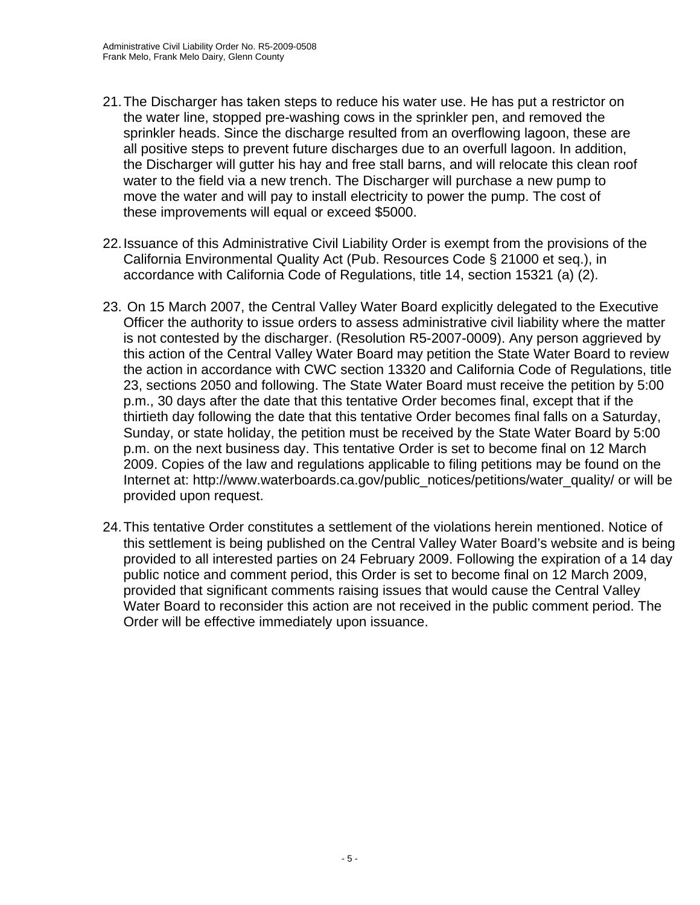21. The Discharger has taken steps to reduce his water use. He has put a restrictor on the water line, stopped pre-washing cows in the sprinkler pen, and removed the sprinkler heads. Since the discharge resulted from an overflowing lagoon, these are all positive steps to prevent future discharges due to an overfull lagoon. In addition, the Discharger will gutter his hay and free stall barns, and will relocate this clean roof water to the field via a new trench. The Discharger will purchase a new pump to move the water and will pay to install electricity to power the pump. The cost of these improvements will equal or exceed $5000.

22. Issuance of this Administrative Civil Liability Order is exempt from the provisions of the California Environmental Quality Act (Pub. Resources Code § 21000 et seq.), in accordance with California Code of Regulations, title 14, section 15321 (a) (2).

23. On 15 March 2007, the Central Valley Water Board explicitly delegated to the Executive Officer the authority to issue orders to assess administrative civil liability where the matter is not contested by the discharger. (Resolution R5-2007-0009). Any person aggrieved by this action of the Central Valley Water Board may petition the State Water Board to review the action in accordance with CWC section 13320 and California Code of Regulations, title 23, sections 2050 and following. The State Water Board must receive the petition by 5:00 p.m., 30 days after the date that this tentative Order becomes final, except that if the thirtieth day following the date that this tentative Order becomes final falls on a Saturday, Sunday, or state holiday, the petition must be received by the State Water Board by 5:00 p.m. on the next business day. This tentative Order is set to become final on 12 March 2009. Copies of the law and regulations applicable to filing petitions may be found on the Internet at: http://www.waterboards.ca.gov/public_notices/petitions/water_quality/ or will be provided upon request.

24. This tentative Order constitutes a settlement of the violations herein mentioned. Notice of this settlement is being published on the Central Valley Water Board's website and is being provided to all interested parties on 24 February 2009. Following the expiration of a 14 day public notice and comment period, this Order is set to become final on 12 March 2009, provided that significant comments raising issues that would cause the Central Valley Water Board to reconsider this action are not received in the public comment period. The Order will be effective immediately upon issuance.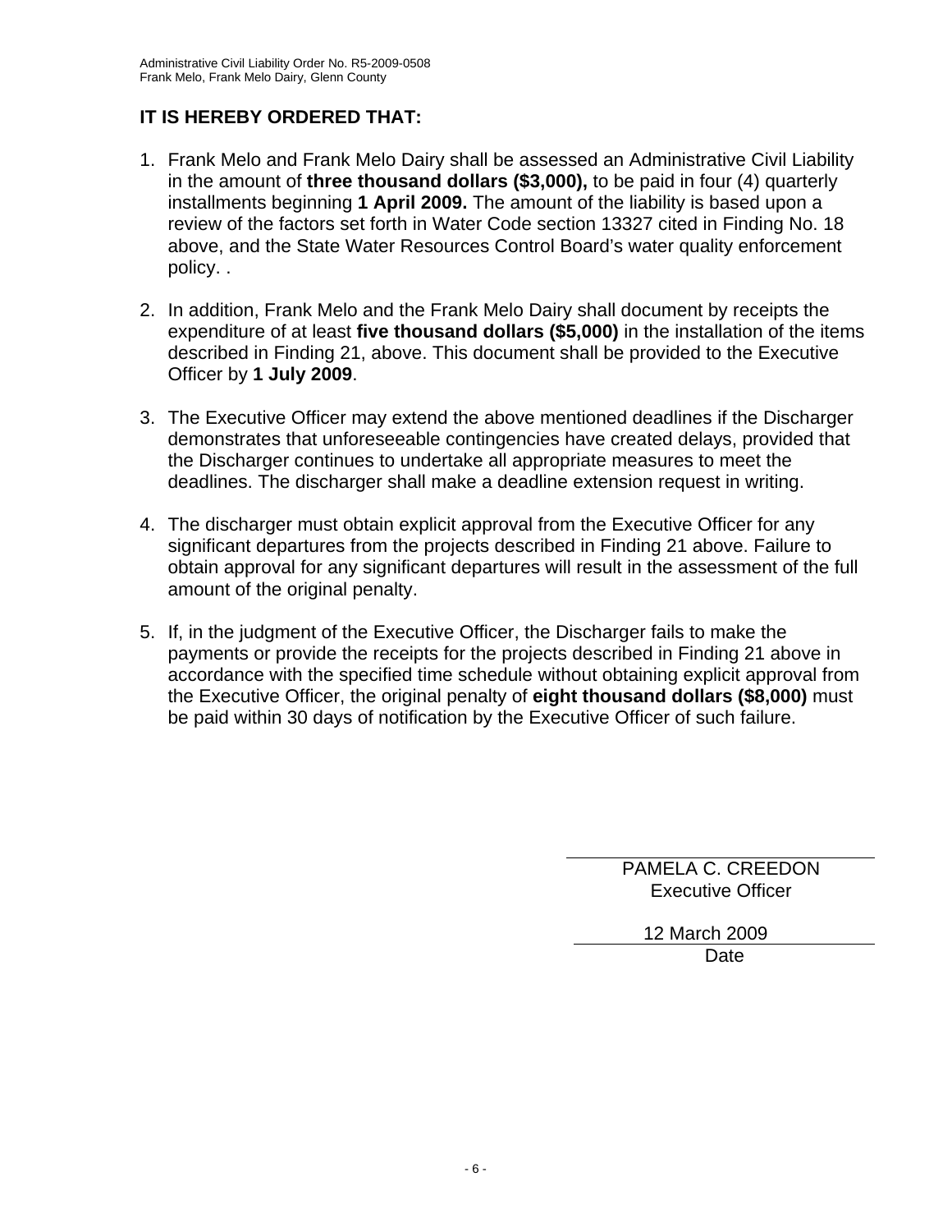**IT IS HEREBY ORDERED THAT:**

1. Frank Melo and Frank Melo Dairy shall be assessed an Administrative Civil Liability in the amount of **three thousand dollars ($3,000),** to be paid in four (4) quarterly installments beginning **1 April 2009.** The amount of the liability is based upon a review of the factors set forth in Water Code section 13327 cited in Finding No. 18 above, and the State Water Resources Control Board's water quality enforcement policy. .

2. In addition, Frank Melo and the Frank Melo Dairy shall document by receipts the expenditure of at least **five thousand dollars ($5,000)** in the installation of the items described in Finding 21, above. This document shall be provided to the Executive Officer by **1 July 2009**.

3. The Executive Officer may extend the above mentioned deadlines if the Discharger demonstrates that unforeseeable contingencies have created delays, provided that the Discharger continues to undertake all appropriate measures to meet the deadlines. The discharger shall make a deadline extension request in writing.

4. The discharger must obtain explicit approval from the Executive Officer for any significant departures from the projects described in Finding 21 above. Failure to obtain approval for any significant departures will result in the assessment of the full amount of the original penalty.

5. If, in the judgment of the Executive Officer, the Discharger fails to make the payments or provide the receipts for the projects described in Finding 21 above in accordance with the specified time schedule without obtaining explicit approval from the Executive Officer, the original penalty of **eight thousand dollars ($8,000)** must be paid within 30 days of notification by the Executive Officer of such failure.

PAMELA C. CREEDON
Executive Officer

12 March 2009
Date